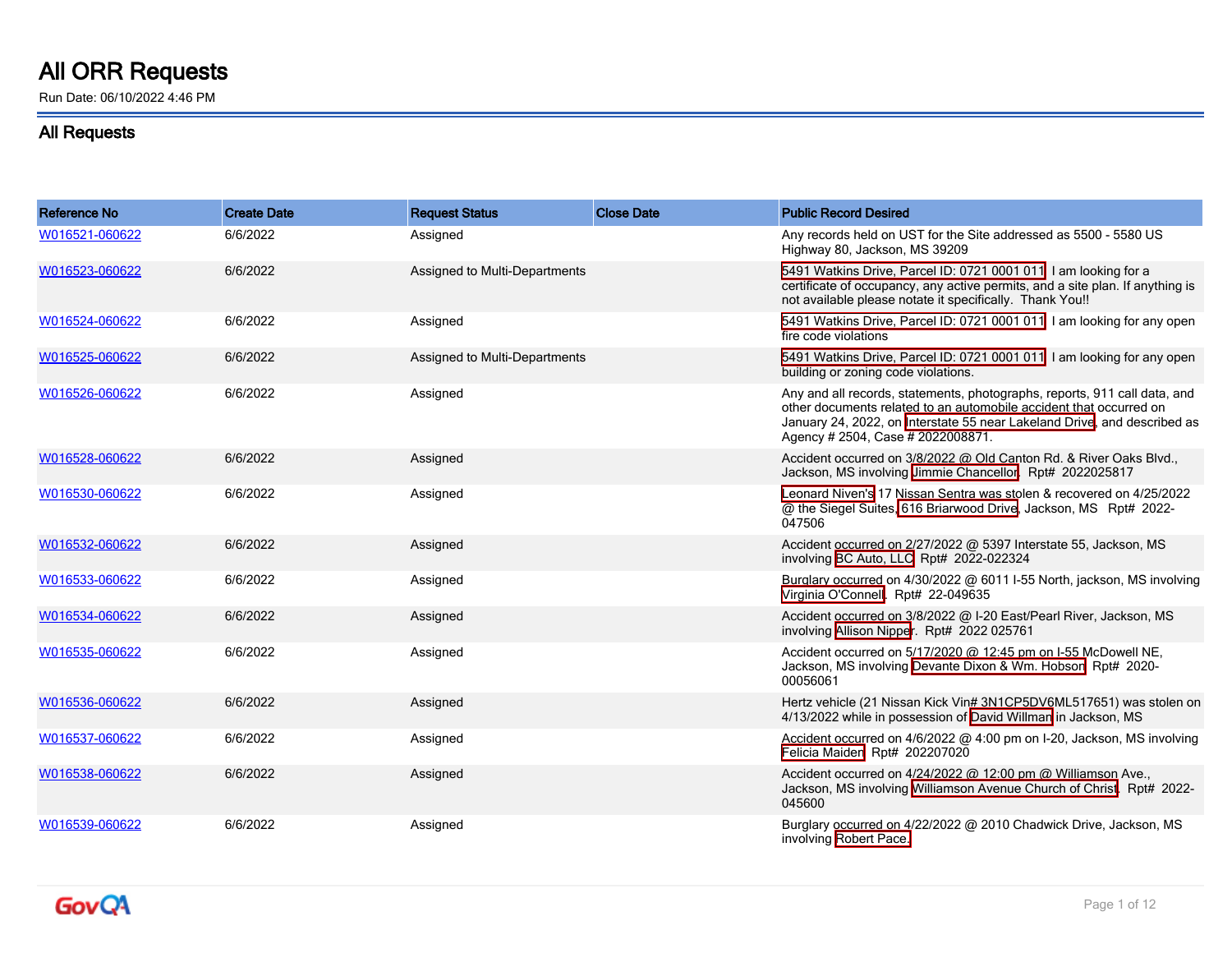# All ORR Requests

Run Date: 06/10/2022 4:46 PM

## All Requests

| Reference No | Create Date | Request Status | Close Date | Public Record Desired |
|---|---|---|---|---|
| W016521-060622 | 6/6/2022 | Assigned | | Any records held on UST for the Site addressed as 5500 - 5580 US Highway 80, Jackson, MS 39209 |
| W016523-060622 | 6/6/2022 | Assigned to Multi-Departments | | 5491 Watkins Drive, Parcel ID: 0721 0001 011 I am looking for a certificate of occupancy, any active permits, and a site plan. If anything is not available please notate it specifically. Thank You!! |
| W016524-060622 | 6/6/2022 | Assigned | | 5491 Watkins Drive, Parcel ID: 0721 0001 011 I am looking for any open fire code violations |
| W016525-060622 | 6/6/2022 | Assigned to Multi-Departments | | 5491 Watkins Drive, Parcel ID: 0721 0001 011 I am looking for any open building or zoning code violations. |
| W016526-060622 | 6/6/2022 | Assigned | | Any and all records, statements, photographs, reports, 911 call data, and other documents related to an automobile accident that occurred on January 24, 2022, on Interstate 55 near Lakeland Drive, and described as Agency # 2504, Case # 2022008871. |
| W016528-060622 | 6/6/2022 | Assigned | | Accident occurred on 3/8/2022 @ Old Canton Rd. & River Oaks Blvd., Jackson, MS involving Jimmie Chancellor. Rpt# 2022025817 |
| W016530-060622 | 6/6/2022 | Assigned | | Leonard Niven's 17 Nissan Sentra was stolen & recovered on 4/25/2022 @ the Siegel Suites, 616 Briarwood Drive, Jackson, MS Rpt# 2022-047506 |
| W016532-060622 | 6/6/2022 | Assigned | | Accident occurred on 2/27/2022 @ 5397 Interstate 55, Jackson, MS involving BC Auto, LLC. Rpt# 2022-022324 |
| W016533-060622 | 6/6/2022 | Assigned | | Burglary occurred on 4/30/2022 @ 6011 I-55 North, jackson, MS involving Virginia O'Connell. Rpt# 22-049635 |
| W016534-060622 | 6/6/2022 | Assigned | | Accident occurred on 3/8/2022 @ I-20 East/Pearl River, Jackson, MS involving Allison Nipper. Rpt# 2022 025761 |
| W016535-060622 | 6/6/2022 | Assigned | | Accident occurred on 5/17/2020 @ 12:45 pm on I-55 McDowell NE, Jackson, MS involving Devante Dixon & Wm. Hobson. Rpt# 2020-00056061 |
| W016536-060622 | 6/6/2022 | Assigned | | Hertz vehicle (21 Nissan Kick Vin# 3N1CP5DV6ML517651) was stolen on 4/13/2022 while in possession of David Willman in Jackson, MS |
| W016537-060622 | 6/6/2022 | Assigned | | Accident occurred on 4/6/2022 @ 4:00 pm on I-20, Jackson, MS involving Felicia Maiden Rpt# 202207020 |
| W016538-060622 | 6/6/2022 | Assigned | | Accident occurred on 4/24/2022 @ 12:00 pm @ Williamson Ave., Jackson, MS involving Williamson Avenue Church of Christ. Rpt# 2022-045600 |
| W016539-060622 | 6/6/2022 | Assigned | | Burglary occurred on 4/22/2022 @ 2010 Chadwick Drive, Jackson, MS involving Robert Pace. |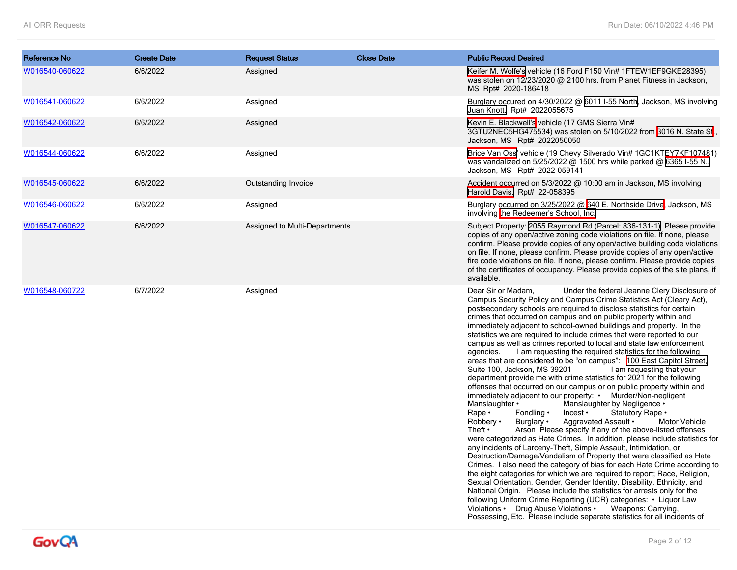| Reference No | Create Date | Request Status | Close Date | Public Record Desired |
|---|---|---|---|---|
| W016540-060622 | 6/6/2022 | Assigned | | Keifer M. Wolfe's vehicle (16 Ford F150 Vin# 1FTEW1EF9GKE28395) was stolen on 12/23/2020 @ 2100 hrs. from Planet Fitness in Jackson, MS Rpt# 2020-186418 |
| W016541-060622 | 6/6/2022 | Assigned | | Burglary occured on 4/30/2022 @ 6011 I-55 North, Jackson, MS involving Juan Knott. Rpt# 2022055675 |
| W016542-060622 | 6/6/2022 | Assigned | | Kevin E. Blackwell's vehicle (17 GMS Sierra Vin# 3GTU2NEC5HG475534) was stolen on 5/10/2022 from 3016 N. State St, Jackson, MS Rpt# 2022050050 |
| W016544-060622 | 6/6/2022 | Assigned | | Brice Van Oss' vehicle (19 Chevy Silverado Vin# 1GC1KTEY7KF107481) was vandalized on 5/25/2022 @ 1500 hrs while parked @ 6365 I-55 N., Jackson, MS Rpt# 2022-059141 |
| W016545-060622 | 6/6/2022 | Outstanding Invoice | | Accident occurred on 5/3/2022 @ 10:00 am in Jackson, MS involving Harold Davis. Rpt# 22-058395 |
| W016546-060622 | 6/6/2022 | Assigned | | Burglary occurred on 3/25/2022 @ 640 E. Northside Drive, Jackson, MS involving the Redeemer's School, Inc. |
| W016547-060622 | 6/6/2022 | Assigned to Multi-Departments | | Subject Property: 2055 Raymond Rd (Parcel: 836-131-1) Please provide copies of any open/active zoning code violations on file. If none, please confirm. Please provide copies of any open/active building code violations on file. If none, please confirm. Please provide copies of any open/active fire code violations on file. If none, please confirm. Please provide copies of the certificates of occupancy. Please provide copies of the site plans, if available. |
| W016548-060722 | 6/7/2022 | Assigned | | Dear Sir or Madam, Under the federal Jeanne Clery Disclosure of Campus Security Policy and Campus Crime Statistics Act (Cleary Act), postsecondary schools are required to disclose statistics for certain crimes that occurred on campus and on public property within and immediately adjacent to school-owned buildings and property. In the statistics we are required to include crimes that were reported to our campus as well as crimes reported to local and state law enforcement agencies. I am requesting the required statistics for the following areas that are considered to be "on campus": 100 East Capitol Street, Suite 100, Jackson, MS 39201 I am requesting that your department provide me with crime statistics for 2021 for the following offenses that occurred on our campus or on public property within and immediately adjacent to our property: • Murder/Non-negligent Manslaughter • Manslaughter by Negligence • Rape • Fondling • Incest • Statutory Rape • Robbery • Burglary • Aggravated Assault • Motor Vehicle Theft • Arson Please specify if any of the above-listed offenses were categorized as Hate Crimes. In addition, please include statistics for any incidents of Larceny-Theft, Simple Assault, Intimidation, or Destruction/Damage/Vandalism of Property that were classified as Hate Crimes. I also need the category of bias for each Hate Crime according to the eight categories for which we are required to report; Race, Religion, Sexual Orientation, Gender, Gender Identity, Disability, Ethnicity, and National Origin. Please include the statistics for arrests only for the following Uniform Crime Reporting (UCR) categories: • Liquor Law Violations • Drug Abuse Violations • Weapons: Carrying, Possessing, Etc. Please include separate statistics for all incidents of |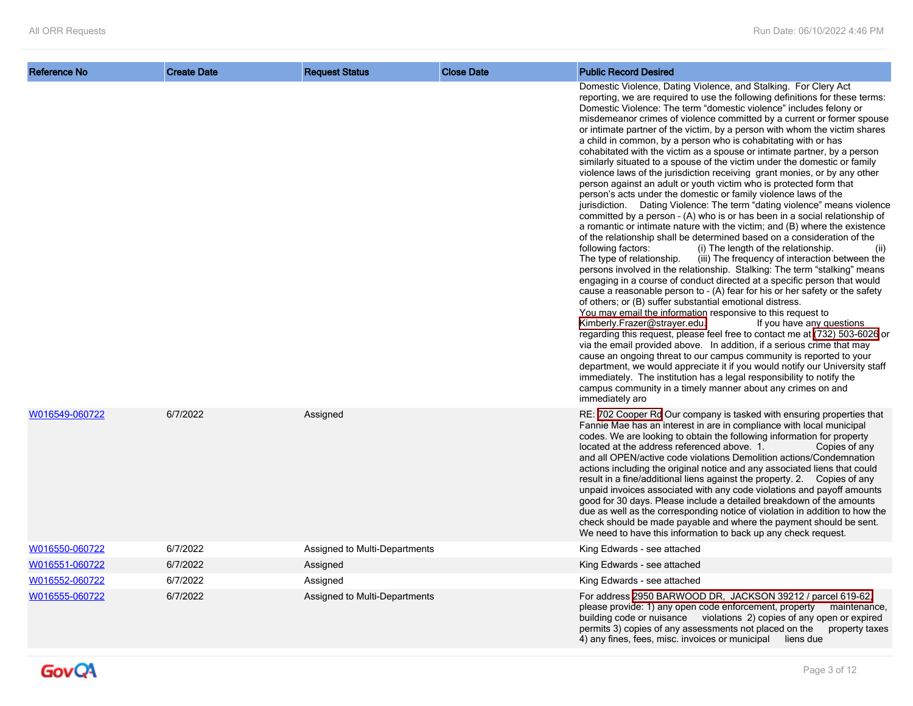| Reference No | Create Date | Request Status | Close Date | Public Record Desired |
|---|---|---|---|---|
| | | | | Domestic Violence, Dating Violence, and Stalking. For Clery Act reporting, we are required to use the following definitions for these terms: Domestic Violence: The term "domestic violence" includes felony or misdemeanor crimes of violence committed by a current or former spouse or intimate partner of the victim, by a person with whom the victim shares a child in common, by a person who is cohabitating with or has cohabitated with the victim as a spouse or intimate partner, by a person similarly situated to a spouse of the victim under the domestic or family violence laws of the jurisdiction receiving grant monies, or by any other person against an adult or youth victim who is protected form that person's acts under the domestic or family violence laws of the jurisdiction. Dating Violence: The term "dating violence" means violence committed by a person - (A) who is or has been in a social relationship of a romantic or intimate nature with the victim; and (B) where the existence of the relationship shall be determined based on a consideration of the following factors: (i) The length of the relationship. (ii) The type of relationship. (iii) The frequency of interaction between the persons involved in the relationship. Stalking: The term "stalking" means engaging in a course of conduct directed at a specific person that would cause a reasonable person to - (A) fear for his or her safety or the safety of others; or (B) suffer substantial emotional distress. You may email the information responsive to this request to Kimberly.Frazer@strayer.edu. If you have any questions regarding this request, please feel free to contact me at (732) 503-6026 or via the email provided above. In addition, if a serious crime that may cause an ongoing threat to our campus community is reported to your department, we would appreciate it if you would notify our University staff immediately. The institution has a legal responsibility to notify the campus community in a timely manner about any crimes on and immediately aro |
| W016549-060722 | 6/7/2022 | Assigned | | RE: 702 Cooper Rd Our company is tasked with ensuring properties that Fannie Mae has an interest in are in compliance with local municipal codes. We are looking to obtain the following information for property located at the address referenced above. 1. Copies of any and all OPEN/active code violations Demolition actions/Condemnation actions including the original notice and any associated liens that could result in a fine/additional liens against the property. 2. Copies of any unpaid invoices associated with any code violations and payoff amounts good for 30 days. Please include a detailed breakdown of the amounts due as well as the corresponding notice of violation in addition to how the check should be made payable and where the payment should be sent. We need to have this information to back up any check request. |
| W016550-060722 | 6/7/2022 | Assigned to Multi-Departments | | King Edwards - see attached |
| W016551-060722 | 6/7/2022 | Assigned | | King Edwards - see attached |
| W016552-060722 | 6/7/2022 | Assigned | | King Edwards - see attached |
| W016555-060722 | 6/7/2022 | Assigned to Multi-Departments | | For address 2950 BARWOOD DR, JACKSON 39212 / parcel 619-62, please provide: 1) any open code enforcement, property maintenance, building code or nuisance violations 2) copies of any open or expired permits 3) copies of any assessments not placed on the property taxes 4) any fines, fees, misc. invoices or municipal liens due |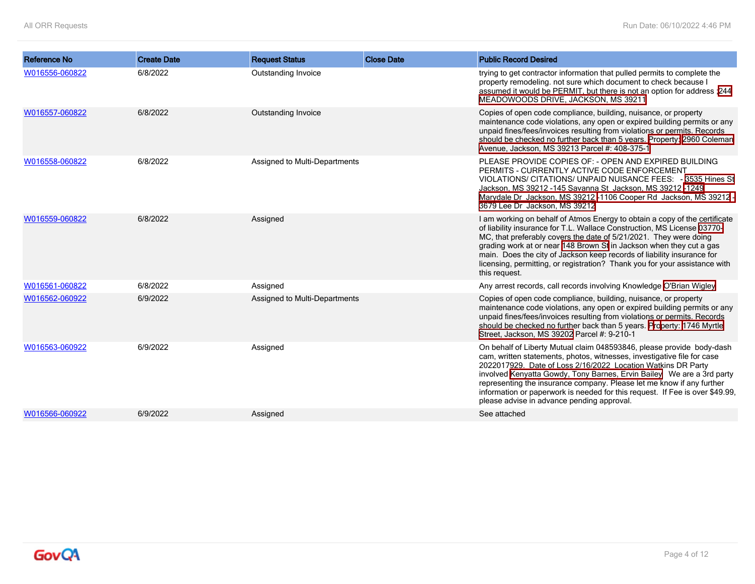| Reference No | Create Date | Request Status | Close Date | Public Record Desired |
|---|---|---|---|---|
| W016556-060822 | 6/8/2022 | Outstanding Invoice | | trying to get contractor information that pulled permits to complete the property remodeling. not sure which document to check because I assumed it would be PERMIT, but there is not an option for address 244 MEADOWOODS DRIVE, JACKSON, MS 39211 |
| W016557-060822 | 6/8/2022 | Outstanding Invoice | | Copies of open code compliance, building, nuisance, or property maintenance code violations, any open or expired building permits or any unpaid fines/fees/invoices resulting from violations or permits. Records should be checked no further back than 5 years. Property: 2960 Coleman Avenue, Jackson, MS 39213 Parcel #: 408-375-1 |
| W016558-060822 | 6/8/2022 | Assigned to Multi-Departments | | PLEASE PROVIDE COPIES OF: - OPEN AND EXPIRED BUILDING PERMITS - CURRENTLY ACTIVE CODE ENFORCEMENT VIOLATIONS/ CITATIONS/ UNPAID NUISANCE FEES: - 3535 Hines St Jackson, MS 39212 -145 Savanna St Jackson, MS 39212 -1249 Marydale Dr Jackson, MS 39212 -1106 Cooper Rd Jackson, MS 39212 -3679 Lee Dr Jackson, MS 39212 |
| W016559-060822 | 6/8/2022 | Assigned | | I am working on behalf of Atmos Energy to obtain a copy of the certificate of liability insurance for T.L. Wallace Construction, MS License 03770-MC, that preferably covers the date of 5/21/2021. They were doing grading work at or near 148 Brown St in Jackson when they cut a gas main. Does the city of Jackson keep records of liability insurance for licensing, permitting, or registration? Thank you for your assistance with this request. |
| W016561-060822 | 6/8/2022 | Assigned | | Any arrest records, call records involving Knowledge O'Brian Wigley |
| W016562-060922 | 6/9/2022 | Assigned to Multi-Departments | | Copies of open code compliance, building, nuisance, or property maintenance code violations, any open or expired building permits or any unpaid fines/fees/invoices resulting from violations or permits. Records should be checked no further back than 5 years. Property: 1746 Myrtle Street, Jackson, MS 39202 Parcel #: 9-210-1 |
| W016563-060922 | 6/9/2022 | Assigned | | On behalf of Liberty Mutual claim 048593846, please provide body-dash cam, written statements, photos, witnesses, investigative file for case 2022017929. Date of Loss 2/16/2022 Location Watkins DR Party involved Kenyatta Gowdy, Tony Barnes, Ervin Bailey We are a 3rd party representing the insurance company. Please let me know if any further information or paperwork is needed for this request. If Fee is over $49.99, please advise in advance pending approval. |
| W016566-060922 | 6/9/2022 | Assigned | | See attached |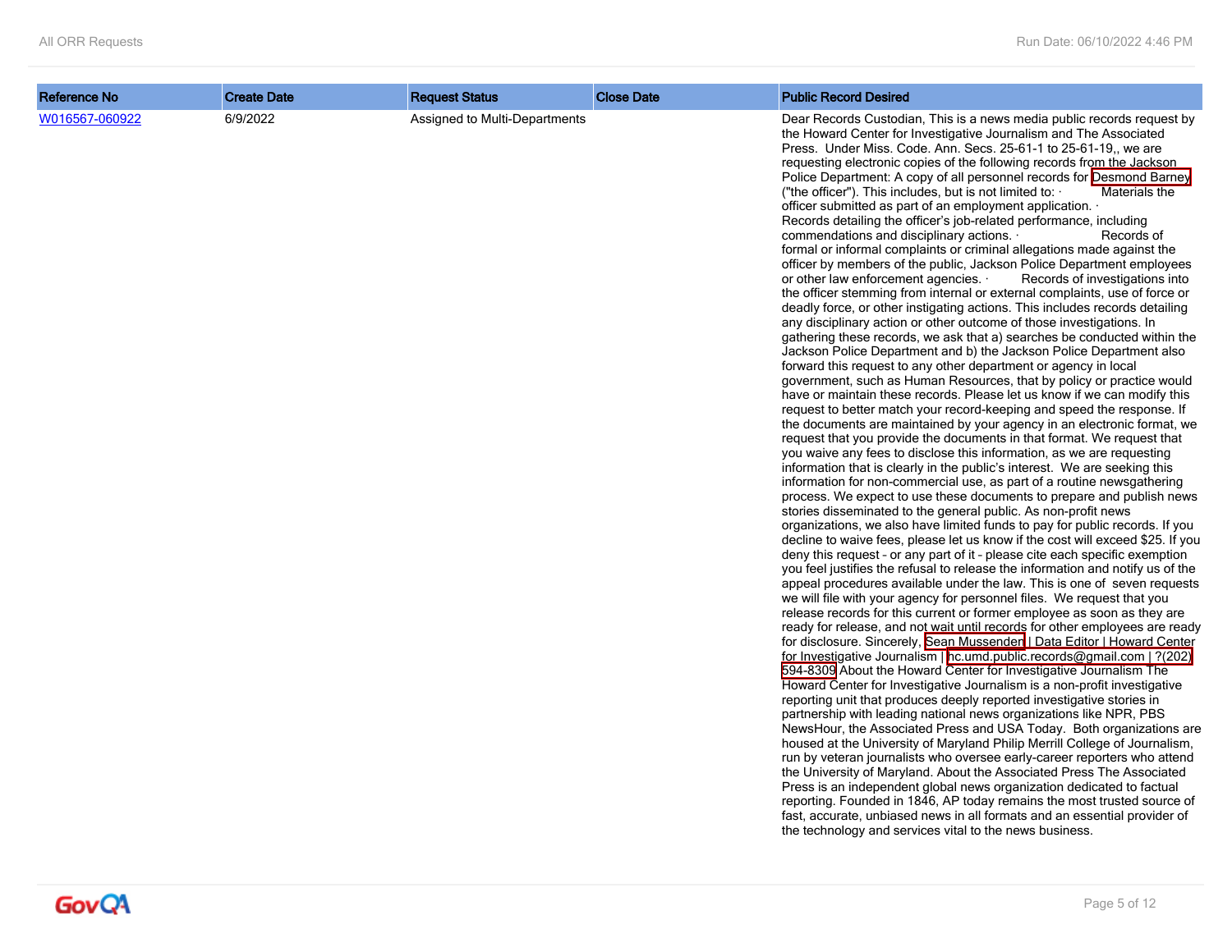| Reference No | Create Date | Request Status | Close Date | Public Record Desired |
|---|---|---|---|---|
| W016567-060922 | 6/9/2022 | Assigned to Multi-Departments | | Dear Records Custodian, This is a news media public records request by the Howard Center for Investigative Journalism and The Associated Press. Under Miss. Code. Ann. Secs. 25-61-1 to 25-61-19,, we are requesting electronic copies of the following records from the Jackson Police Department: A copy of all personnel records for Desmond Barney ("the officer"). This includes, but is not limited to: · Materials the officer submitted as part of an employment application. · Records detailing the officer's job-related performance, including commendations and disciplinary actions. · Records of formal or informal complaints or criminal allegations made against the officer by members of the public, Jackson Police Department employees or other law enforcement agencies. · Records of investigations into the officer stemming from internal or external complaints, use of force or deadly force, or other instigating actions. This includes records detailing any disciplinary action or other outcome of those investigations. In gathering these records, we ask that a) searches be conducted within the Jackson Police Department and b) the Jackson Police Department also forward this request to any other department or agency in local government, such as Human Resources, that by policy or practice would have or maintain these records. Please let us know if we can modify this request to better match your record-keeping and speed the response. If the documents are maintained by your agency in an electronic format, we request that you provide the documents in that format. We request that you waive any fees to disclose this information, as we are requesting information that is clearly in the public's interest. We are seeking this information for non-commercial use, as part of a routine newsgathering process. We expect to use these documents to prepare and publish news stories disseminated to the general public. As non-profit news organizations, we also have limited funds to pay for public records. If you decline to waive fees, please let us know if the cost will exceed $25. If you deny this request – or any part of it – please cite each specific exemption you feel justifies the refusal to release the information and notify us of the appeal procedures available under the law. This is one of seven requests we will file with your agency for personnel files. We request that you release records for this current or former employee as soon as they are ready for release, and not wait until records for other employees are ready for disclosure. Sincerely, Sean Mussenden \| Data Editor \| Howard Center for Investigative Journalism \| hc.umd.public.records@gmail.com \| ?(202) 594-8309 About the Howard Center for Investigative Journalism The Howard Center for Investigative Journalism is a non-profit investigative reporting unit that produces deeply reported investigative stories in partnership with leading national news organizations like NPR, PBS NewsHour, the Associated Press and USA Today. Both organizations are housed at the University of Maryland Philip Merrill College of Journalism, run by veteran journalists who oversee early-career reporters who attend the University of Maryland. About the Associated Press The Associated Press is an independent global news organization dedicated to factual reporting. Founded in 1846, AP today remains the most trusted source of fast, accurate, unbiased news in all formats and an essential provider of the technology and services vital to the news business. |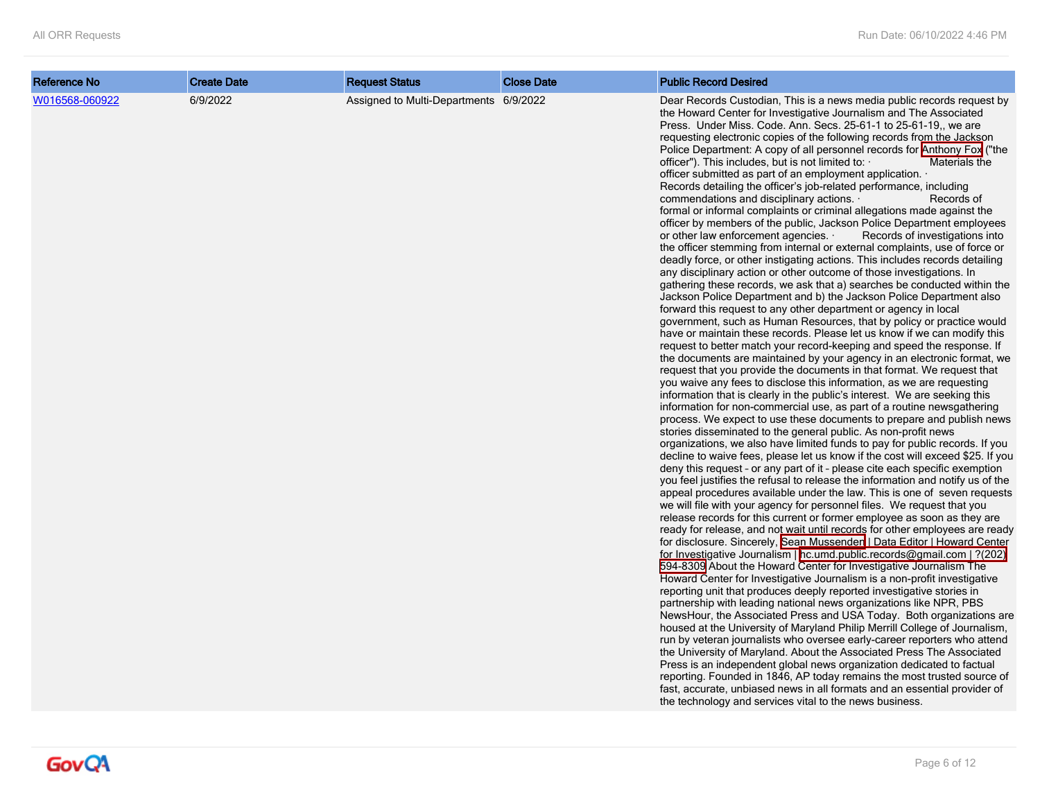| Reference No | Create Date | Request Status | Close Date | Public Record Desired |
|---|---|---|---|---|
| W016568-060922 | 6/9/2022 | Assigned to Multi-Departments | 6/9/2022 | Dear Records Custodian, This is a news media public records request by the Howard Center for Investigative Journalism and The Associated Press. Under Miss. Code. Ann. Secs. 25-61-1 to 25-61-19,, we are requesting electronic copies of the following records from the Jackson Police Department: A copy of all personnel records for Anthony Fox ("the officer"). This includes, but is not limited to: · Materials the officer submitted as part of an employment application. · Records detailing the officer's job-related performance, including commendations and disciplinary actions. · Records of formal or informal complaints or criminal allegations made against the officer by members of the public, Jackson Police Department employees or other law enforcement agencies. · Records of investigations into the officer stemming from internal or external complaints, use of force or deadly force, or other instigating actions. This includes records detailing any disciplinary action or other outcome of those investigations. In gathering these records, we ask that a) searches be conducted within the Jackson Police Department and b) the Jackson Police Department also forward this request to any other department or agency in local government, such as Human Resources, that by policy or practice would have or maintain these records. Please let us know if we can modify this request to better match your record-keeping and speed the response. If the documents are maintained by your agency in an electronic format, we request that you provide the documents in that format. We request that you waive any fees to disclose this information, as we are requesting information that is clearly in the public's interest. We are seeking this information for non-commercial use, as part of a routine newsgathering process. We expect to use these documents to prepare and publish news stories disseminated to the general public. As non-profit news organizations, we also have limited funds to pay for public records. If you decline to waive fees, please let us know if the cost will exceed $25. If you deny this request - or any part of it - please cite each specific exemption you feel justifies the refusal to release the information and notify us of the appeal procedures available under the law. This is one of seven requests we will file with your agency for personnel files. We request that you release records for this current or former employee as soon as they are ready for release, and not wait until records for other employees are ready for disclosure. Sincerely, Sean Mussenden \| Data Editor \| Howard Center for Investigative Journalism \| hc.umd.public.records@gmail.com \| ?(202) 594-8309 About the Howard Center for Investigative Journalism The Howard Center for Investigative Journalism is a non-profit investigative reporting unit that produces deeply reported investigative stories in partnership with leading national news organizations like NPR, PBS NewsHour, the Associated Press and USA Today. Both organizations are housed at the University of Maryland Philip Merrill College of Journalism, run by veteran journalists who oversee early-career reporters who attend the University of Maryland. About the Associated Press The Associated Press is an independent global news organization dedicated to factual reporting. Founded in 1846, AP today remains the most trusted source of fast, accurate, unbiased news in all formats and an essential provider of the technology and services vital to the news business. |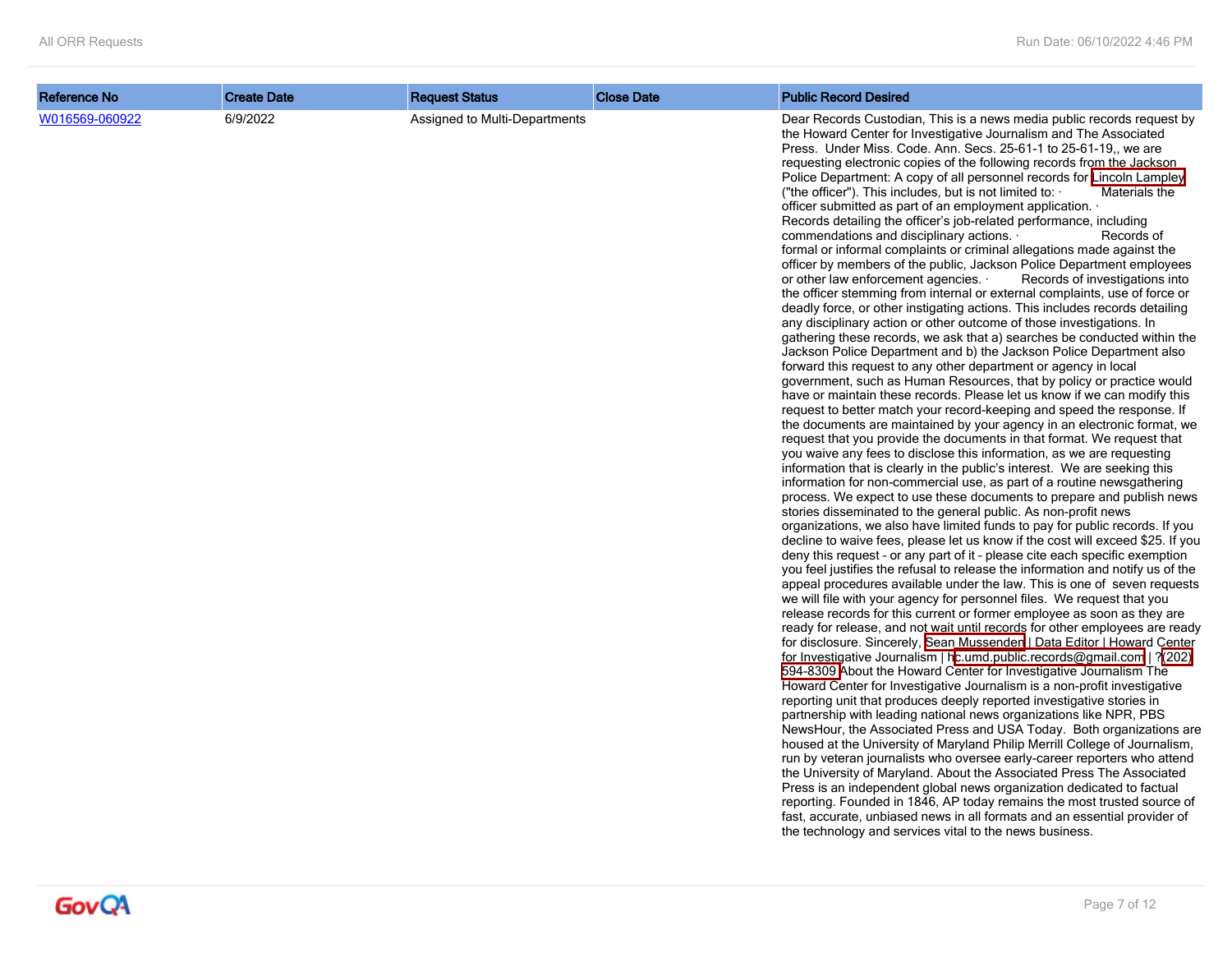| Reference No | Create Date | Request Status | Close Date | Public Record Desired |
|---|---|---|---|---|
| W016569-060922 | 6/9/2022 | Assigned to Multi-Departments | | Dear Records Custodian, This is a news media public records request by the Howard Center for Investigative Journalism and The Associated Press. Under Miss. Code. Ann. Secs. 25-61-1 to 25-61-19,, we are requesting electronic copies of the following records from the Jackson Police Department: A copy of all personnel records for Lincoln Lampley ("the officer"). This includes, but is not limited to: · Materials the officer submitted as part of an employment application. · Records detailing the officer's job-related performance, including commendations and disciplinary actions. · Records of formal or informal complaints or criminal allegations made against the officer by members of the public, Jackson Police Department employees or other law enforcement agencies. · Records of investigations into the officer stemming from internal or external complaints, use of force or deadly force, or other instigating actions. This includes records detailing any disciplinary action or other outcome of those investigations. In gathering these records, we ask that a) searches be conducted within the Jackson Police Department and b) the Jackson Police Department also forward this request to any other department or agency in local government, such as Human Resources, that by policy or practice would have or maintain these records. Please let us know if we can modify this request to better match your record-keeping and speed the response. If the documents are maintained by your agency in an electronic format, we request that you provide the documents in that format. We request that you waive any fees to disclose this information, as we are requesting information that is clearly in the public's interest. We are seeking this information for non-commercial use, as part of a routine newsgathering process. We expect to use these documents to prepare and publish news stories disseminated to the general public. As non-profit news organizations, we also have limited funds to pay for public records. If you decline to waive fees, please let us know if the cost will exceed $25. If you deny this request – or any part of it – please cite each specific exemption you feel justifies the refusal to release the information and notify us of the appeal procedures available under the law. This is one of seven requests we will file with your agency for personnel files. We request that you release records for this current or former employee as soon as they are ready for release, and not wait until records for other employees are ready for disclosure. Sincerely, Sean Mussenden \| Data Editor \| Howard Center for Investigative Journalism \| hc.umd.public.records@gmail.com \| ?(202) 594-8309 About the Howard Center for Investigative Journalism The Howard Center for Investigative Journalism is a non-profit investigative reporting unit that produces deeply reported investigative stories in partnership with leading national news organizations like NPR, PBS NewsHour, the Associated Press and USA Today. Both organizations are housed at the University of Maryland Philip Merrill College of Journalism, run by veteran journalists who oversee early-career reporters who attend the University of Maryland. About the Associated Press The Associated Press is an independent global news organization dedicated to factual reporting. Founded in 1846, AP today remains the most trusted source of fast, accurate, unbiased news in all formats and an essential provider of the technology and services vital to the news business. |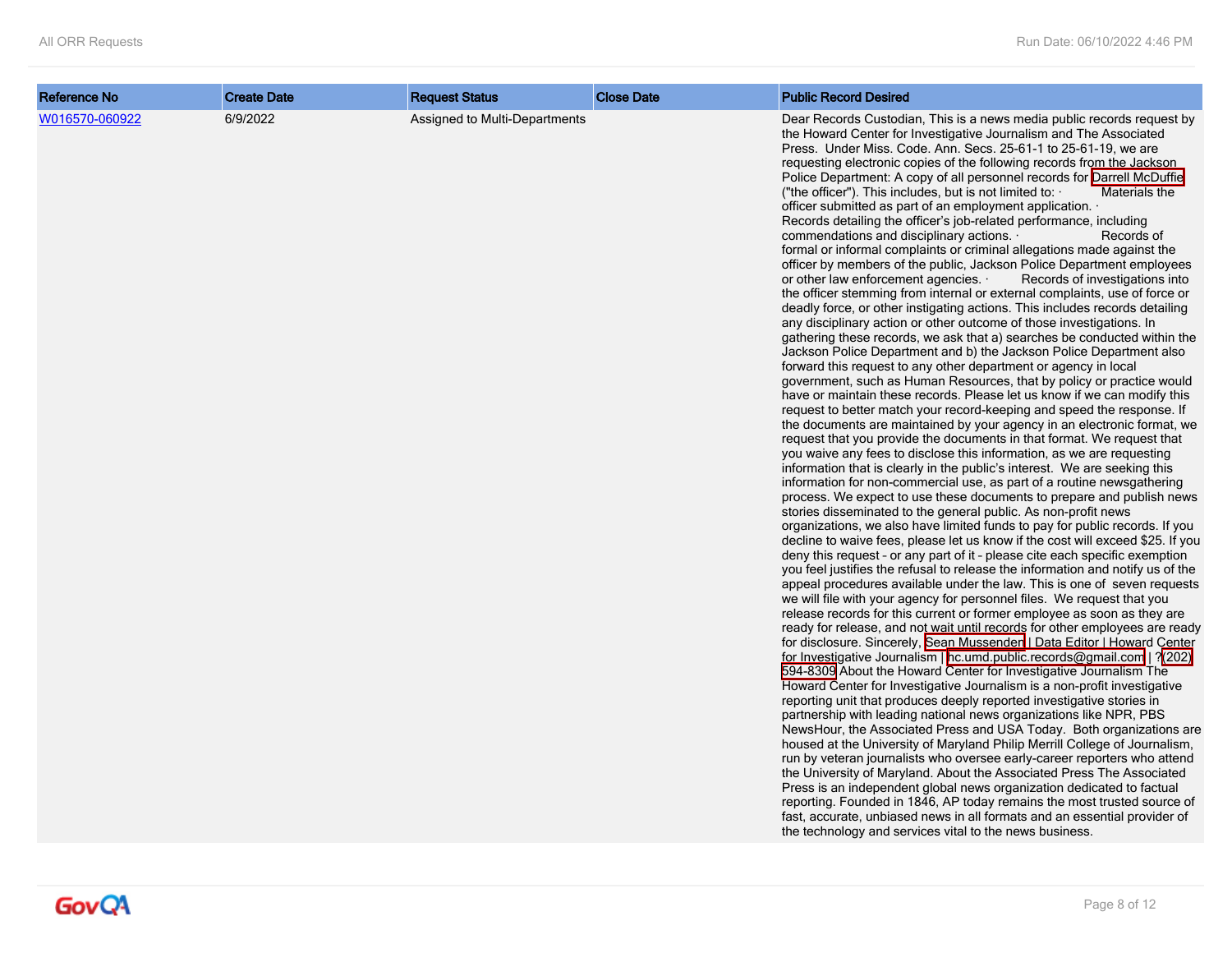| Reference No | Create Date | Request Status | Close Date | Public Record Desired |
|---|---|---|---|---|
| W016570-060922 | 6/9/2022 | Assigned to Multi-Departments | | Dear Records Custodian, This is a news media public records request by the Howard Center for Investigative Journalism and The Associated Press. Under Miss. Code. Ann. Secs. 25-61-1 to 25-61-19, we are requesting electronic copies of the following records from the Jackson Police Department: A copy of all personnel records for Darrell McDuffie ("the officer"). This includes, but is not limited to: · Materials the officer submitted as part of an employment application. · Records detailing the officer's job-related performance, including commendations and disciplinary actions. · Records of formal or informal complaints or criminal allegations made against the officer by members of the public, Jackson Police Department employees or other law enforcement agencies. · Records of investigations into the officer stemming from internal or external complaints, use of force or deadly force, or other instigating actions. This includes records detailing any disciplinary action or other outcome of those investigations. In gathering these records, we ask that a) searches be conducted within the Jackson Police Department and b) the Jackson Police Department also forward this request to any other department or agency in local government, such as Human Resources, that by policy or practice would have or maintain these records. Please let us know if we can modify this request to better match your record-keeping and speed the response. If the documents are maintained by your agency in an electronic format, we request that you provide the documents in that format. We request that you waive any fees to disclose this information, as we are requesting information that is clearly in the public's interest. We are seeking this information for non-commercial use, as part of a routine newsgathering process. We expect to use these documents to prepare and publish news stories disseminated to the general public. As non-profit news organizations, we also have limited funds to pay for public records. If you decline to waive fees, please let us know if the cost will exceed $25. If you deny this request - or any part of it - please cite each specific exemption you feel justifies the refusal to release the information and notify us of the appeal procedures available under the law. This is one of seven requests we will file with your agency for personnel files. We request that you release records for this current or former employee as soon as they are ready for release, and not wait until records for other employees are ready for disclosure. Sincerely, Sean Mussenden \| Data Editor \| Howard Center for Investigative Journalism \| hc.umd.public.records@gmail.com \| ?(202) 594-8309 About the Howard Center for Investigative Journalism The Howard Center for Investigative Journalism is a non-profit investigative reporting unit that produces deeply reported investigative stories in partnership with leading national news organizations like NPR, PBS NewsHour, the Associated Press and USA Today. Both organizations are housed at the University of Maryland Philip Merrill College of Journalism, run by veteran journalists who oversee early-career reporters who attend the University of Maryland. About the Associated Press The Associated Press is an independent global news organization dedicated to factual reporting. Founded in 1846, AP today remains the most trusted source of fast, accurate, unbiased news in all formats and an essential provider of the technology and services vital to the news business. |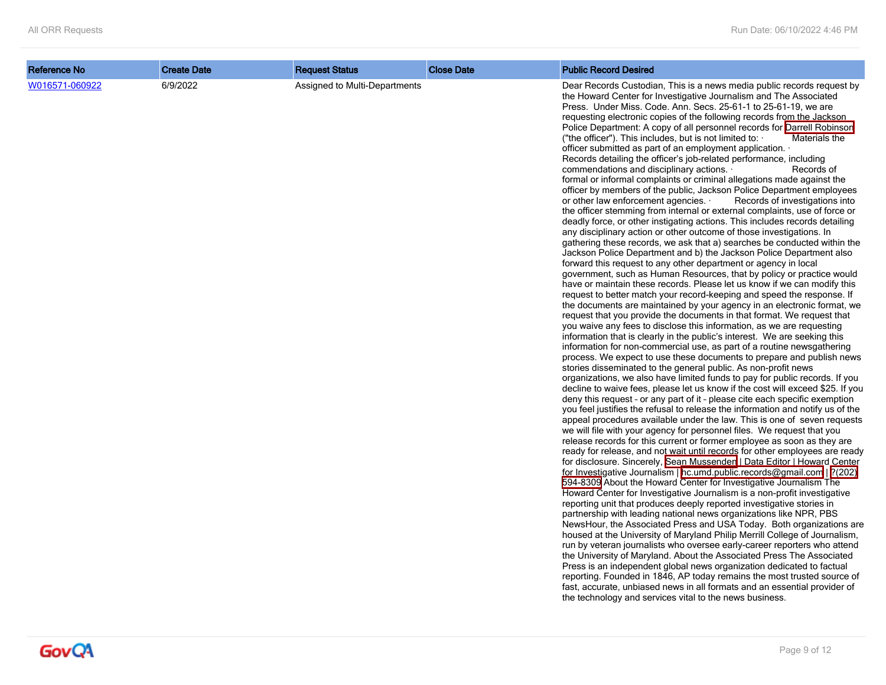| Reference No | Create Date | Request Status | Close Date | Public Record Desired |
|---|---|---|---|---|
| W016571-060922 | 6/9/2022 | Assigned to Multi-Departments | | Dear Records Custodian, This is a news media public records request by the Howard Center for Investigative Journalism and The Associated Press. Under Miss. Code. Ann. Secs. 25-61-1 to 25-61-19, we are requesting electronic copies of the following records from the Jackson Police Department: A copy of all personnel records for Darrell Robinson ("the officer"). This includes, but is not limited to: · Materials the officer submitted as part of an employment application. · Records detailing the officer's job-related performance, including commendations and disciplinary actions. · Records of formal or informal complaints or criminal allegations made against the officer by members of the public, Jackson Police Department employees or other law enforcement agencies. · Records of investigations into the officer stemming from internal or external complaints, use of force or deadly force, or other instigating actions. This includes records detailing any disciplinary action or other outcome of those investigations. In gathering these records, we ask that a) searches be conducted within the Jackson Police Department and b) the Jackson Police Department also forward this request to any other department or agency in local government, such as Human Resources, that by policy or practice would have or maintain these records. Please let us know if we can modify this request to better match your record-keeping and speed the response. If the documents are maintained by your agency in an electronic format, we request that you provide the documents in that format. We request that you waive any fees to disclose this information, as we are requesting information that is clearly in the public's interest. We are seeking this information for non-commercial use, as part of a routine newsgathering process. We expect to use these documents to prepare and publish news stories disseminated to the general public. As non-profit news organizations, we also have limited funds to pay for public records. If you decline to waive fees, please let us know if the cost will exceed $25. If you deny this request – or any part of it – please cite each specific exemption you feel justifies the refusal to release the information and notify us of the appeal procedures available under the law. This is one of seven requests we will file with your agency for personnel files. We request that you release records for this current or former employee as soon as they are ready for release, and not wait until records for other employees are ready for disclosure. Sincerely, Sean Mussenden \| Data Editor \| Howard Center for Investigative Journalism \| hc.umd.public.records@gmail.com \| ?(202) 594-8309 About the Howard Center for Investigative Journalism The Howard Center for Investigative Journalism is a non-profit investigative reporting unit that produces deeply reported investigative stories in partnership with leading national news organizations like NPR, PBS NewsHour, the Associated Press and USA Today. Both organizations are housed at the University of Maryland Philip Merrill College of Journalism, run by veteran journalists who oversee early-career reporters who attend the University of Maryland. About the Associated Press The Associated Press is an independent global news organization dedicated to factual reporting. Founded in 1846, AP today remains the most trusted source of fast, accurate, unbiased news in all formats and an essential provider of the technology and services vital to the news business. |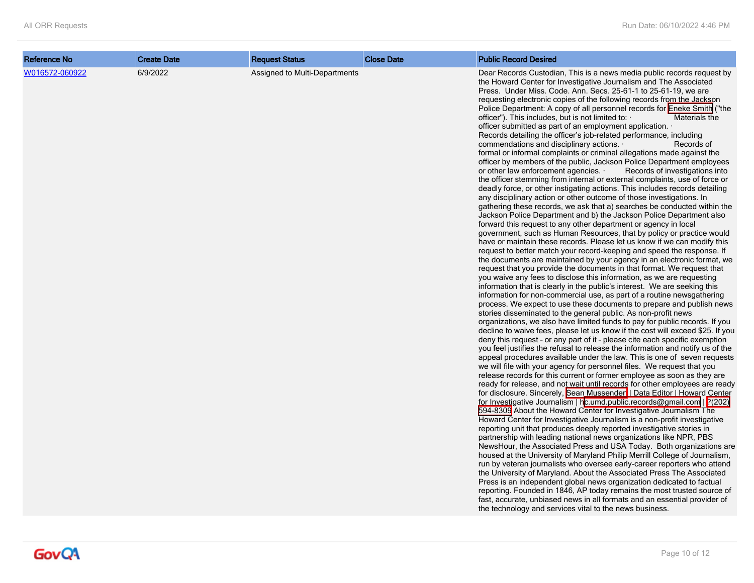| Reference No | Create Date | Request Status | Close Date | Public Record Desired |
|---|---|---|---|---|
| W016572-060922 | 6/9/2022 | Assigned to Multi-Departments | | Dear Records Custodian, This is a news media public records request by the Howard Center for Investigative Journalism and The Associated Press. Under Miss. Code. Ann. Secs. 25-61-1 to 25-61-19, we are requesting electronic copies of the following records from the Jackson Police Department: A copy of all personnel records for Eneke Smith ("the officer"). This includes, but is not limited to: · Materials the officer submitted as part of an employment application. · Records detailing the officer's job-related performance, including commendations and disciplinary actions. · Records of formal or informal complaints or criminal allegations made against the officer by members of the public, Jackson Police Department employees or other law enforcement agencies. · Records of investigations into the officer stemming from internal or external complaints, use of force or deadly force, or other instigating actions. This includes records detailing any disciplinary action or other outcome of those investigations. In gathering these records, we ask that a) searches be conducted within the Jackson Police Department and b) the Jackson Police Department also forward this request to any other department or agency in local government, such as Human Resources, that by policy or practice would have or maintain these records. Please let us know if we can modify this request to better match your record-keeping and speed the response. If the documents are maintained by your agency in an electronic format, we request that you provide the documents in that format. We request that you waive any fees to disclose this information, as we are requesting information that is clearly in the public's interest. We are seeking this information for non-commercial use, as part of a routine newsgathering process. We expect to use these documents to prepare and publish news stories disseminated to the general public. As non-profit news organizations, we also have limited funds to pay for public records. If you decline to waive fees, please let us know if the cost will exceed $25. If you deny this request - or any part of it - please cite each specific exemption you feel justifies the refusal to release the information and notify us of the appeal procedures available under the law. This is one of seven requests we will file with your agency for personnel files. We request that you release records for this current or former employee as soon as they are ready for release, and not wait until records for other employees are ready for disclosure. Sincerely, Sean Mussenden \| Data Editor \| Howard Center for Investigative Journalism \| hc.umd.public.records@gmail.com \| ?(202) 594-8309 About the Howard Center for Investigative Journalism The Howard Center for Investigative Journalism is a non-profit investigative reporting unit that produces deeply reported investigative stories in partnership with leading national news organizations like NPR, PBS NewsHour, the Associated Press and USA Today. Both organizations are housed at the University of Maryland Philip Merrill College of Journalism, run by veteran journalists who oversee early-career reporters who attend the University of Maryland. About the Associated Press The Associated Press is an independent global news organization dedicated to factual reporting. Founded in 1846, AP today remains the most trusted source of fast, accurate, unbiased news in all formats and an essential provider of the technology and services vital to the news business. |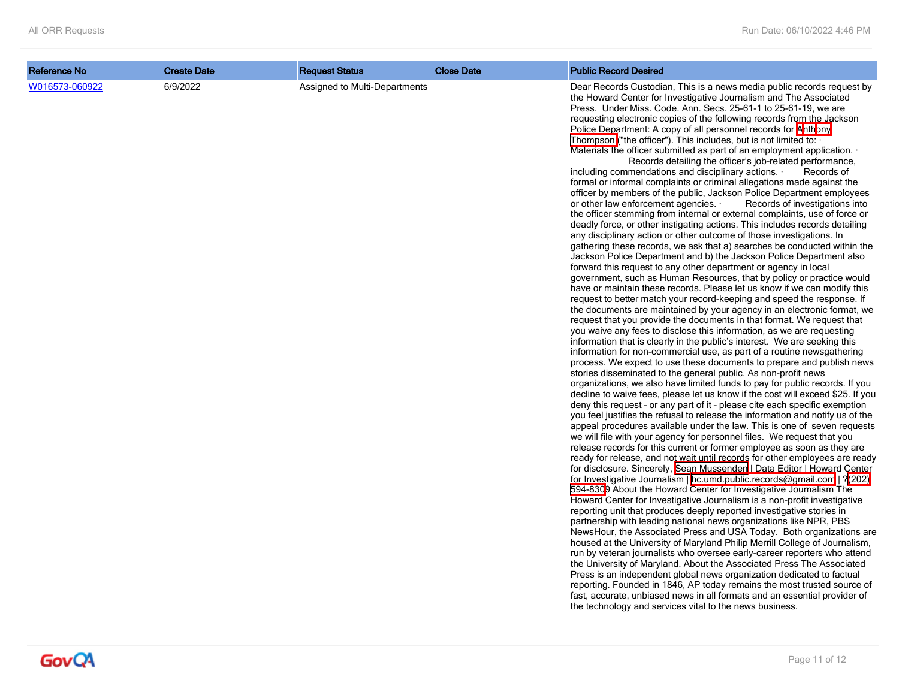| Reference No | Create Date | Request Status | Close Date | Public Record Desired |
|---|---|---|---|---|
| W016573-060922 | 6/9/2022 | Assigned to Multi-Departments | | Dear Records Custodian, This is a news media public records request by the Howard Center for Investigative Journalism and The Associated Press. Under Miss. Code. Ann. Secs. 25-61-1 to 25-61-19, we are requesting electronic copies of the following records from the Jackson Police Department: A copy of all personnel records for Anthony Thompson ("the officer"). This includes, but is not limited to: · Materials the officer submitted as part of an employment application. · Records detailing the officer's job-related performance, including commendations and disciplinary actions. · Records of formal or informal complaints or criminal allegations made against the officer by members of the public, Jackson Police Department employees or other law enforcement agencies. · Records of investigations into the officer stemming from internal or external complaints, use of force or deadly force, or other instigating actions. This includes records detailing any disciplinary action or other outcome of those investigations. In gathering these records, we ask that a) searches be conducted within the Jackson Police Department and b) the Jackson Police Department also forward this request to any other department or agency in local government, such as Human Resources, that by policy or practice would have or maintain these records. Please let us know if we can modify this request to better match your record-keeping and speed the response. If the documents are maintained by your agency in an electronic format, we request that you provide the documents in that format. We request that you waive any fees to disclose this information, as we are requesting information that is clearly in the public's interest. We are seeking this information for non-commercial use, as part of a routine newsgathering process. We expect to use these documents to prepare and publish news stories disseminated to the general public. As non-profit news organizations, we also have limited funds to pay for public records. If you decline to waive fees, please let us know if the cost will exceed $25. If you deny this request – or any part of it – please cite each specific exemption you feel justifies the refusal to release the information and notify us of the appeal procedures available under the law. This is one of seven requests we will file with your agency for personnel files. We request that you release records for this current or former employee as soon as they are ready for release, and not wait until records for other employees are ready for disclosure. Sincerely, Sean Mussenden \| Data Editor \| Howard Center for Investigative Journalism \| hc.umd.public.records@gmail.com \| ?(202) 594-8309 About the Howard Center for Investigative Journalism The Howard Center for Investigative Journalism is a non-profit investigative reporting unit that produces deeply reported investigative stories in partnership with leading national news organizations like NPR, PBS NewsHour, the Associated Press and USA Today. Both organizations are housed at the University of Maryland Philip Merrill College of Journalism, run by veteran journalists who oversee early-career reporters who attend the University of Maryland. About the Associated Press The Associated Press is an independent global news organization dedicated to factual reporting. Founded in 1846, AP today remains the most trusted source of fast, accurate, unbiased news in all formats and an essential provider of the technology and services vital to the news business. |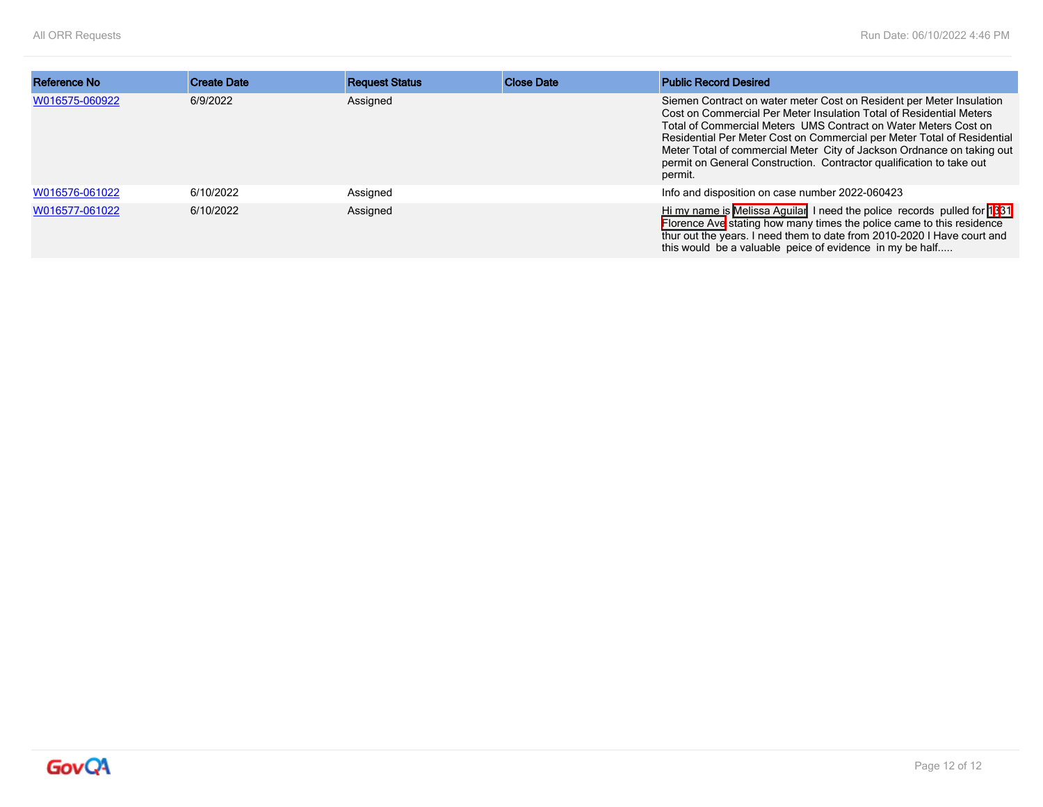| Reference No | Create Date | Request Status | Close Date | Public Record Desired |
|---|---|---|---|---|
| W016575-060922 | 6/9/2022 | Assigned | | Siemen Contract on water meter Cost on Resident per Meter Insulation Cost on Commercial Per Meter Insulation Total of Residential Meters Total of Commercial Meters UMS Contract on Water Meters Cost on Residential Per Meter Cost on Commercial per Meter Total of Residential Meter Total of commercial Meter City of Jackson Ordnance on taking out permit on General Construction. Contractor qualification to take out permit. |
| W016576-061022 | 6/10/2022 | Assigned | | Info and disposition on case number 2022-060423 |
| W016577-061022 | 6/10/2022 | Assigned | | Hi my name is Melissa Aguilar I need the police records pulled for 1331 Florence Ave stating how many times the police came to this residence thur out the years. I need them to date from 2010-2020 I Have court and this would be a valuable peice of evidence in my be half..... |